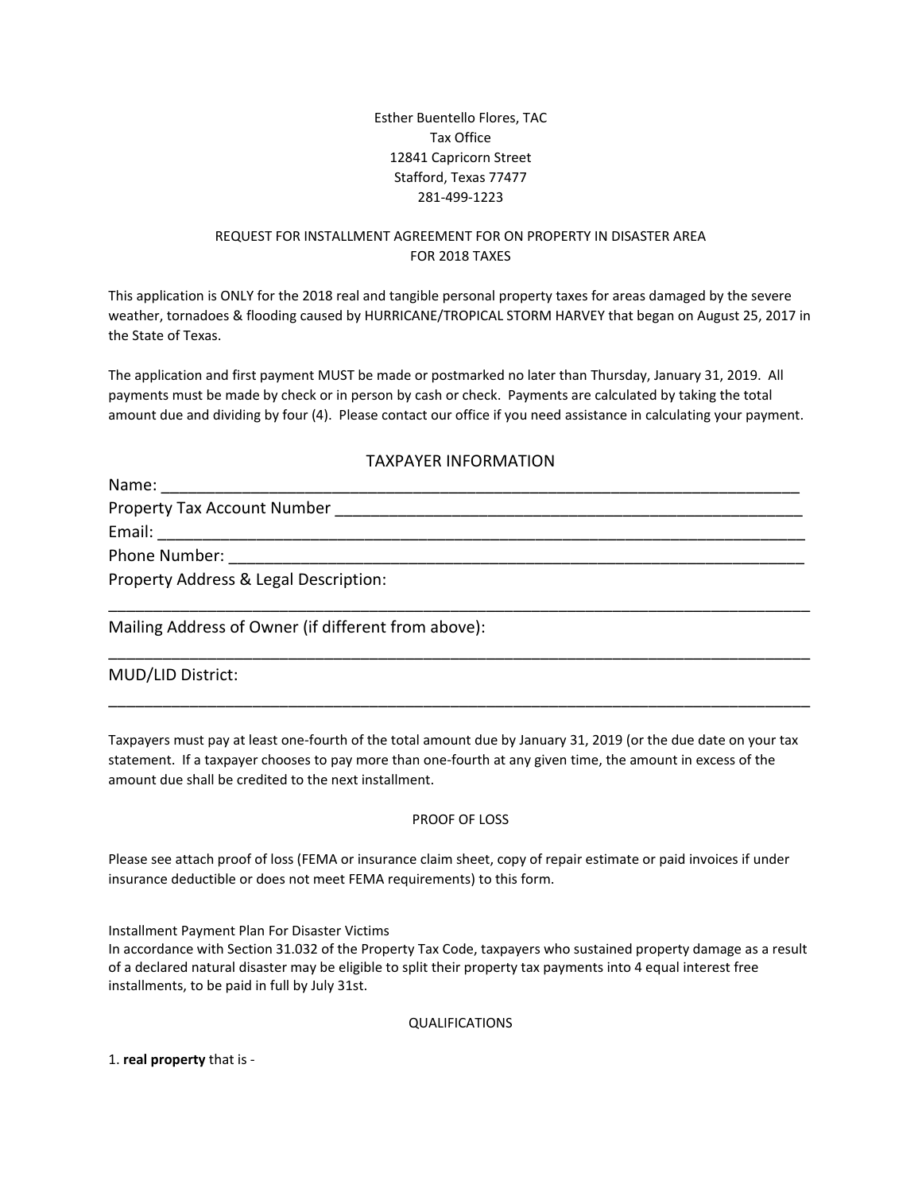Esther Buentello Flores, TAC
Tax Office
12841 Capricorn Street
Stafford, Texas 77477
281-499-1223

REQUEST FOR INSTALLMENT AGREEMENT FOR ON PROPERTY IN DISASTER AREA
FOR 2018 TAXES

This application is ONLY for the 2018 real and tangible personal property taxes for areas damaged by the severe weather, tornadoes & flooding caused by HURRICANE/TROPICAL STORM HARVEY that began on August 25, 2017 in the State of Texas.

The application and first payment MUST be made or postmarked no later than Thursday, January 31, 2019. All payments must be made by check or in person by cash or check. Payments are calculated by taking the total amount due and dividing by four (4). Please contact our office if you need assistance in calculating your payment.

## TAXPAYER INFORMATION

Name: ___________________________________________________________________________

Property Tax Account Number ______________________________________________________

Email: ___________________________________________________________________________

Phone Number: ____________________________________________________________________

Property Address & Legal Description:

_________________________________________________________________________________

Mailing Address of Owner (if different from above):

_________________________________________________________________________________

MUD/LID District:

_________________________________________________________________________________

Taxpayers must pay at least one-fourth of the total amount due by January 31, 2019 (or the due date on your tax statement. If a taxpayer chooses to pay more than one-fourth at any given time, the amount in excess of the amount due shall be credited to the next installment.

PROOF OF LOSS

Please see attach proof of loss (FEMA or insurance claim sheet, copy of repair estimate or paid invoices if under insurance deductible or does not meet FEMA requirements) to this form.

Installment Payment Plan For Disaster Victims
In accordance with Section 31.032 of the Property Tax Code, taxpayers who sustained property damage as a result of a declared natural disaster may be eligible to split their property tax payments into 4 equal interest free installments, to be paid in full by July 31st.

QUALIFICATIONS

1. **real property** that is -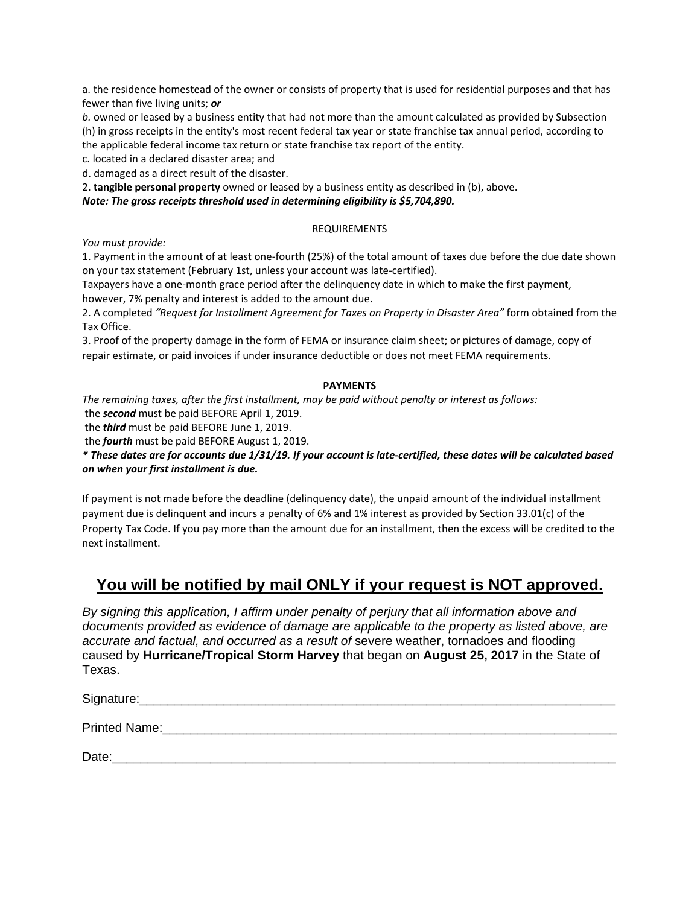a. the residence homestead of the owner or consists of property that is used for residential purposes and that has fewer than five living units; ***or***

*b.* owned or leased by a business entity that had not more than the amount calculated as provided by Subsection (h) in gross receipts in the entity's most recent federal tax year or state franchise tax annual period, according to the applicable federal income tax return or state franchise tax report of the entity.

c. located in a declared disaster area; and

d. damaged as a direct result of the disaster.

2. **tangible personal property** owned or leased by a business entity as described in (b), above.

***Note: The gross receipts threshold used in determining eligibility is $5,704,890.***

REQUIREMENTS

*You must provide:*

1. Payment in the amount of at least one-fourth (25%) of the total amount of taxes due before the due date shown on your tax statement (February 1st, unless your account was late-certified).

Taxpayers have a one-month grace period after the delinquency date in which to make the first payment, however, 7% penalty and interest is added to the amount due.

2. A completed *"Request for Installment Agreement for Taxes on Property in Disaster Area"* form obtained from the Tax Office.

3. Proof of the property damage in the form of FEMA or insurance claim sheet; or pictures of damage, copy of repair estimate, or paid invoices if under insurance deductible or does not meet FEMA requirements.

**PAYMENTS**

*The remaining taxes, after the first installment, may be paid without penalty or interest as follows:*

the ***second*** must be paid BEFORE April 1, 2019.

the ***third*** must be paid BEFORE June 1, 2019.

the ***fourth*** must be paid BEFORE August 1, 2019.

***\* These dates are for accounts due 1/31/19. If your account is late-certified, these dates will be calculated based on when your first installment is due.***

If payment is not made before the deadline (delinquency date), the unpaid amount of the individual installment payment due is delinquent and incurs a penalty of 6% and 1% interest as provided by Section 33.01(c) of the Property Tax Code. If you pay more than the amount due for an installment, then the excess will be credited to the next installment.

## <u>You will be notified by mail ONLY if your request is NOT approved.</u>

*By signing this application, I affirm under penalty of perjury that all information above and documents provided as evidence of damage are applicable to the property as listed above, are accurate and factual, and occurred as a result of* severe weather, tornadoes and flooding caused by **Hurricane/Tropical Storm Harvey** that began on **August 25, 2017** in the State of Texas.

Signature:\_\_\_\_\_\_\_\_\_\_\_\_\_\_\_\_\_\_\_\_\_\_\_\_\_\_\_\_\_\_\_\_\_\_\_\_\_\_\_\_\_\_\_\_\_\_\_\_\_\_\_\_\_\_\_\_\_\_\_\_

Printed Name:\_\_\_\_\_\_\_\_\_\_\_\_\_\_\_\_\_\_\_\_\_\_\_\_\_\_\_\_\_\_\_\_\_\_\_\_\_\_\_\_\_\_\_\_\_\_\_\_\_\_\_\_\_\_\_\_\_

Date:\_\_\_\_\_\_\_\_\_\_\_\_\_\_\_\_\_\_\_\_\_\_\_\_\_\_\_\_\_\_\_\_\_\_\_\_\_\_\_\_\_\_\_\_\_\_\_\_\_\_\_\_\_\_\_\_\_\_\_\_\_\_\_